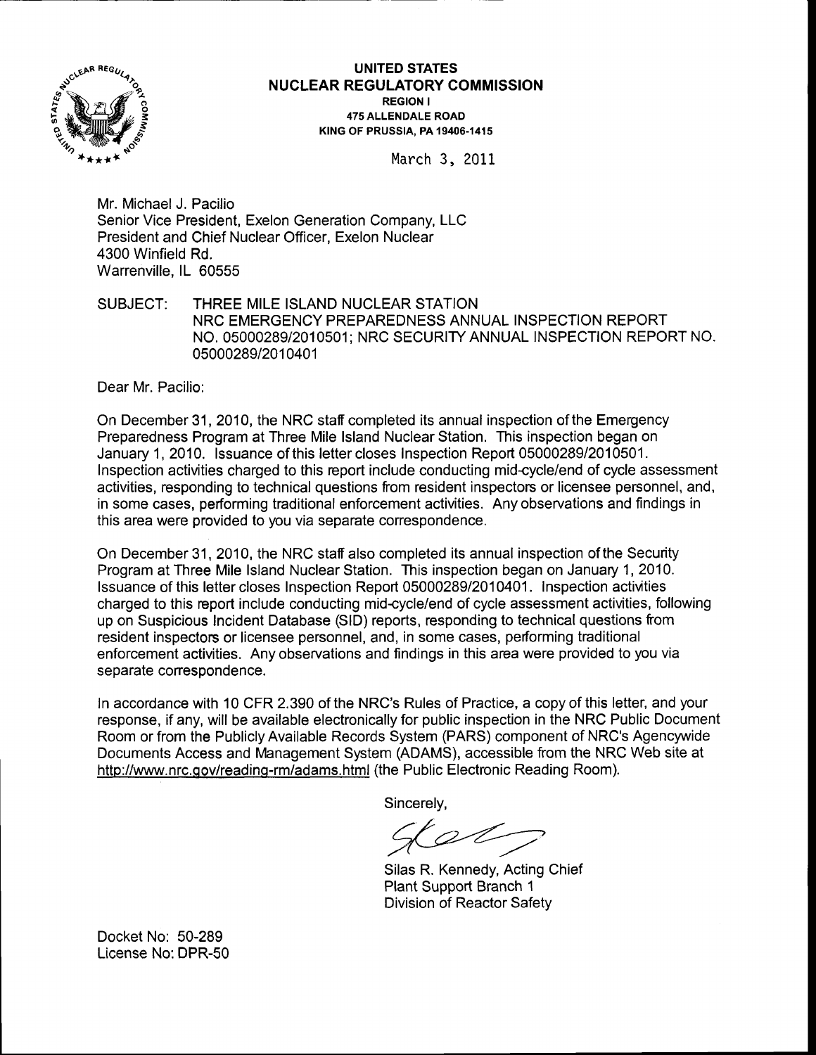**UNITED STATES**
**NUCLEAR REGULATORY COMMISSION**
**REGION I**
**475 ALLENDALE ROAD**
**KING OF PRUSSIA, PA 19406-1415**

March 3, 2011

Mr. Michael J. Pacilio
Senior Vice President, Exelon Generation Company, LLC
President and Chief Nuclear Officer, Exelon Nuclear
4300 Winfield Rd.
Warrenville, IL 60555

SUBJECT: THREE MILE ISLAND NUCLEAR STATION
NRC EMERGENCY PREPAREDNESS ANNUAL INSPECTION REPORT NO. 05000289/2010501; NRC SECURITY ANNUAL INSPECTION REPORT NO. 05000289/2010401

Dear Mr. Pacilio:

On December 31, 2010, the NRC staff completed its annual inspection of the Emergency Preparedness Program at Three Mile Island Nuclear Station. This inspection began on January 1, 2010. Issuance of this letter closes Inspection Report 05000289/2010501. Inspection activities charged to this report include conducting mid-cycle/end of cycle assessment activities, responding to technical questions from resident inspectors or licensee personnel, and, in some cases, performing traditional enforcement activities. Any observations and findings in this area were provided to you via separate correspondence.

On December 31, 2010, the NRC staff also completed its annual inspection of the Security Program at Three Mile Island Nuclear Station. This inspection began on January 1, 2010. Issuance of this letter closes Inspection Report 05000289/2010401. Inspection activities charged to this report include conducting mid-cycle/end of cycle assessment activities, following up on Suspicious Incident Database (SID) reports, responding to technical questions from resident inspectors or licensee personnel, and, in some cases, performing traditional enforcement activities. Any observations and findings in this area were provided to you via separate correspondence.

In accordance with 10 CFR 2.390 of the NRC's Rules of Practice, a copy of this letter, and your response, if any, will be available electronically for public inspection in the NRC Public Document Room or from the Publicly Available Records System (PARS) component of NRC's Agencywide Documents Access and Management System (ADAMS), accessible from the NRC Web site at http://www.nrc.gov/reading-rm/adams.html (the Public Electronic Reading Room).

Sincerely,

Silas R. Kennedy, Acting Chief
Plant Support Branch 1
Division of Reactor Safety

Docket No: 50-289
License No: DPR-50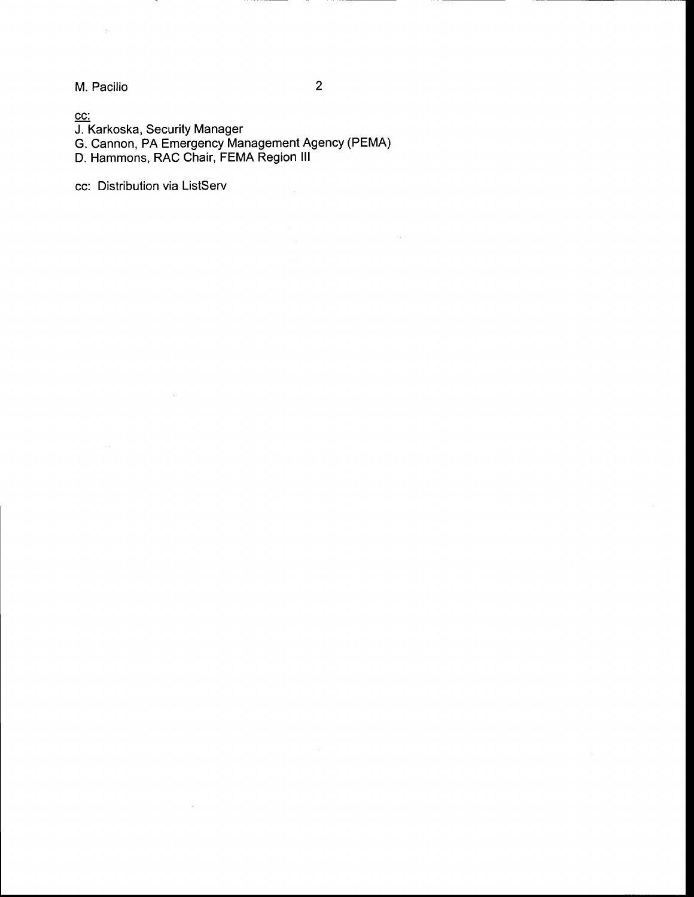cc:
J. Karkoska, Security Manager
G. Cannon, PA Emergency Management Agency (PEMA)
D. Hammons, RAC Chair, FEMA Region III

cc: Distribution via ListServ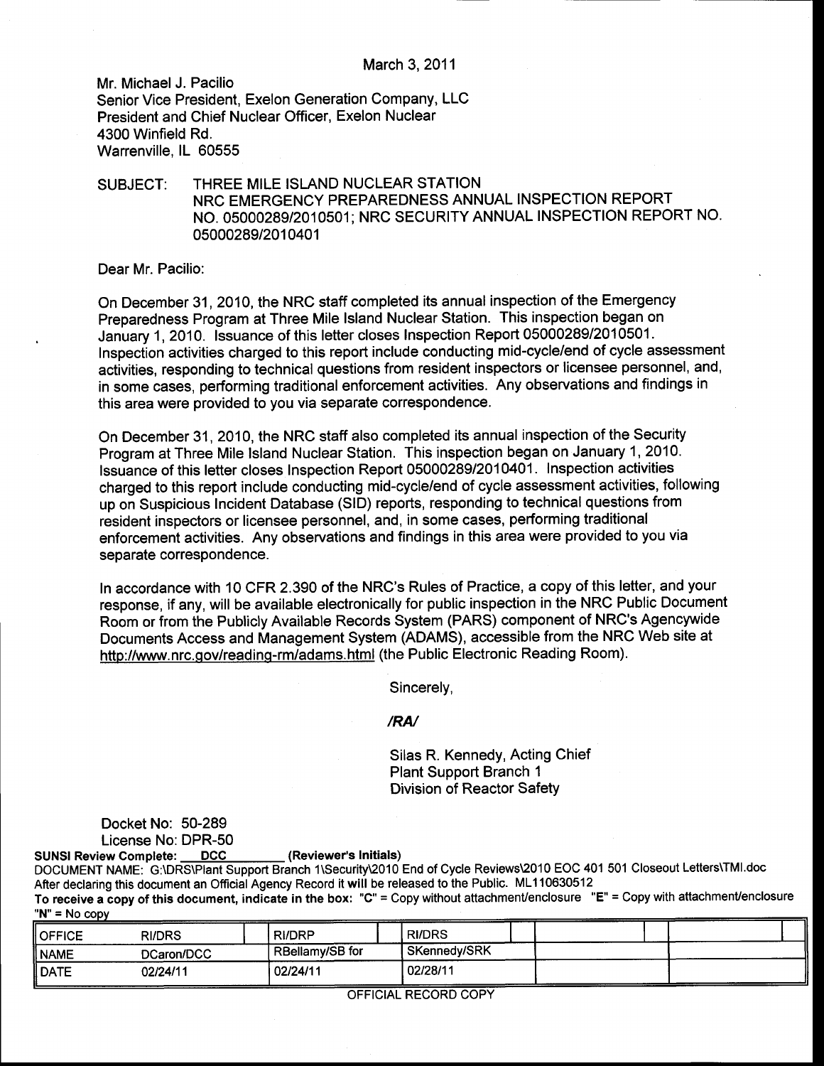March 3, 2011

Mr. Michael J. Pacilio
Senior Vice President, Exelon Generation Company, LLC
President and Chief Nuclear Officer, Exelon Nuclear
4300 Winfield Rd.
Warrenville, IL 60555

SUBJECT: THREE MILE ISLAND NUCLEAR STATION
NRC EMERGENCY PREPAREDNESS ANNUAL INSPECTION REPORT NO. 05000289/2010501; NRC SECURITY ANNUAL INSPECTION REPORT NO. 05000289/2010401

Dear Mr. Pacilio:

On December 31, 2010, the NRC staff completed its annual inspection of the Emergency Preparedness Program at Three Mile Island Nuclear Station. This inspection began on January 1, 2010. Issuance of this letter closes Inspection Report 05000289/2010501. Inspection activities charged to this report include conducting mid-cycle/end of cycle assessment activities, responding to technical questions from resident inspectors or licensee personnel, and, in some cases, performing traditional enforcement activities. Any observations and findings in this area were provided to you via separate correspondence.

On December 31, 2010, the NRC staff also completed its annual inspection of the Security Program at Three Mile Island Nuclear Station. This inspection began on January 1, 2010. Issuance of this letter closes Inspection Report 05000289/2010401. Inspection activities charged to this report include conducting mid-cycle/end of cycle assessment activities, following up on Suspicious Incident Database (SID) reports, responding to technical questions from resident inspectors or licensee personnel, and, in some cases, performing traditional enforcement activities. Any observations and findings in this area were provided to you via separate correspondence.

In accordance with 10 CFR 2.390 of the NRC's Rules of Practice, a copy of this letter, and your response, if any, will be available electronically for public inspection in the NRC Public Document Room or from the Publicly Available Records System (PARS) component of NRC's Agencywide Documents Access and Management System (ADAMS), accessible from the NRC Web site at http://www.nrc.gov/reading-rm/adams.html (the Public Electronic Reading Room).

Sincerely,

*/RA/*

Silas R. Kennedy, Acting Chief
Plant Support Branch 1
Division of Reactor Safety

Docket No: 50-289
License No: DPR-50

**SUNSI Review Complete:** DCC **(Reviewer's Initials)**

DOCUMENT NAME: G:\DRS\Plant Support Branch 1\Security\2010 End of Cycle Reviews\2010 EOC 401 501 Closeout Letters\TMI.doc
After declaring this document an Official Agency Record it will be released to the Public. ML110630512

**To receive a copy of this document, indicate in the box: "C" = Copy without attachment/enclosure "E" = Copy with attachment/enclosure "N" = No copy**

| | | | | | |
|---|---|---|---|---|---|
| OFFICE | RI/DRS | RI/DRP | RI/DRS | | |
| NAME | DCaron/DCC | RBellamy/SB for | SKennedy/SRK | | |
| DATE | 02/24/11 | 02/24/11 | 02/28/11 | | |

OFFICIAL RECORD COPY